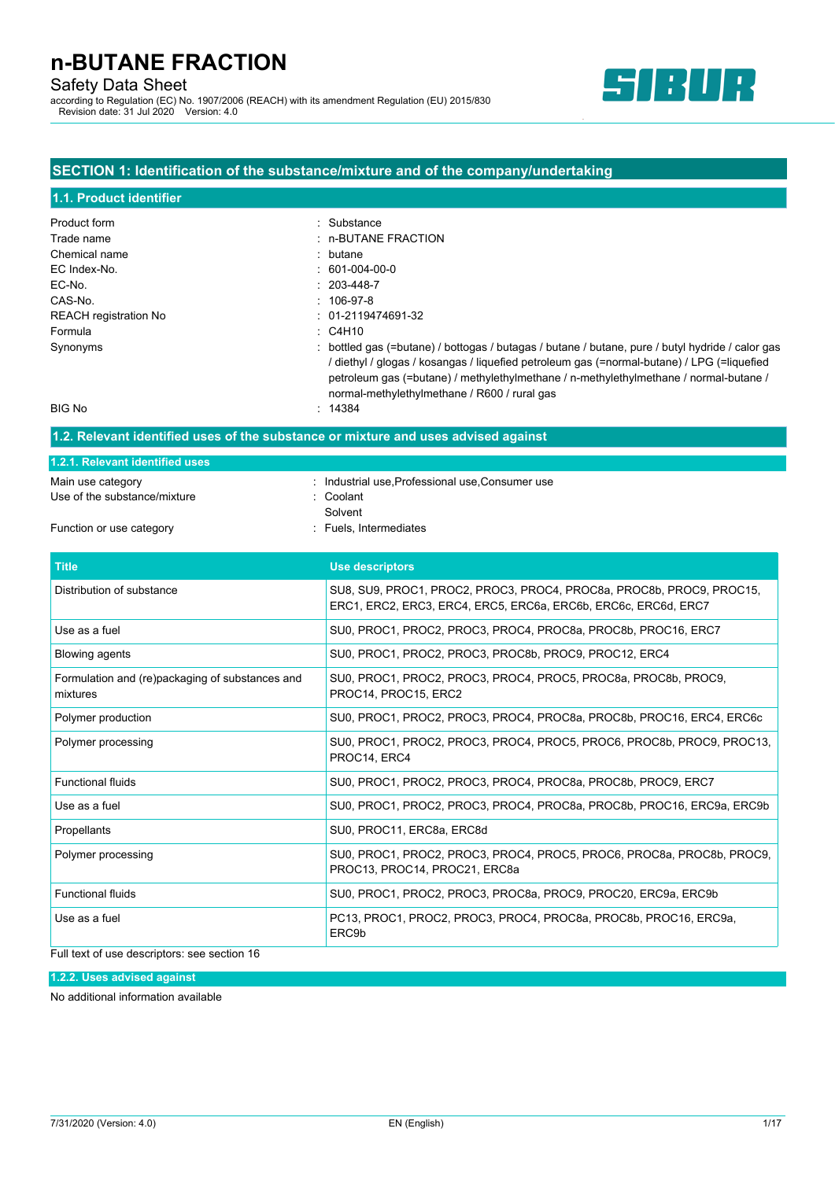# n-BUTANE FRACTION

Safety Data Sheet

according to Regulation (EC) No. 1907/2006 (REACH) with its amendment Regulation (EU) 2015/830

Revision date: 31 Jul 2020 Version: 4.0

## SECTION 1: Identification of the substance/mixture and of the company/undertaking

### 1.1. Product identifier

| | | |
|---|---|---|
| Product form | : | Substance |
| Trade name | : | n-BUTANE FRACTION |
| Chemical name | : | butane |
| EC Index-No. | : | 601-004-00-0 |
| EC-No. | : | 203-448-7 |
| CAS-No. | : | 106-97-8 |
| REACH registration No | : | 01-2119474691-32 |
| Formula | : | C4H10 |
| Synonyms | : | bottled gas (=butane) / bottogas / butagas / butane / butane, pure / butyl hydride / calor gas / diethyl / glogas / kosangas / liquefied petroleum gas (=normal-butane) / LPG (=liquefied petroleum gas (=butane) / methylethylmethane / n-methylethylmethane / normal-butane / normal-methylethylmethane / R600 / rural gas |
| BIG No | : | 14384 |

### 1.2. Relevant identified uses of the substance or mixture and uses advised against

#### 1.2.1. Relevant identified uses

| | | |
|---|---|---|
| Main use category | : | Industrial use,Professional use,Consumer use |
| Use of the substance/mixture | : | Coolant<br>Solvent |
| Function or use category | : | Fuels, Intermediates |

| Title | Use descriptors |
|---|---|
| Distribution of substance | SU8, SU9, PROC1, PROC2, PROC3, PROC4, PROC8a, PROC8b, PROC9, PROC15, ERC1, ERC2, ERC3, ERC4, ERC5, ERC6a, ERC6b, ERC6c, ERC6d, ERC7 |
| Use as a fuel | SU0, PROC1, PROC2, PROC3, PROC4, PROC8a, PROC8b, PROC16, ERC7 |
| Blowing agents | SU0, PROC1, PROC2, PROC3, PROC8b, PROC9, PROC12, ERC4 |
| Formulation and (re)packaging of substances and mixtures | SU0, PROC1, PROC2, PROC3, PROC4, PROC5, PROC8a, PROC8b, PROC9, PROC14, PROC15, ERC2 |
| Polymer production | SU0, PROC1, PROC2, PROC3, PROC4, PROC8a, PROC8b, PROC16, ERC4, ERC6c |
| Polymer processing | SU0, PROC1, PROC2, PROC3, PROC4, PROC5, PROC6, PROC8b, PROC9, PROC13, PROC14, ERC4 |
| Functional fluids | SU0, PROC1, PROC2, PROC3, PROC4, PROC8a, PROC8b, PROC9, ERC7 |
| Use as a fuel | SU0, PROC1, PROC2, PROC3, PROC4, PROC8a, PROC8b, PROC16, ERC9a, ERC9b |
| Propellants | SU0, PROC11, ERC8a, ERC8d |
| Polymer processing | SU0, PROC1, PROC2, PROC3, PROC4, PROC5, PROC6, PROC8a, PROC8b, PROC9, PROC13, PROC14, PROC21, ERC8a |
| Functional fluids | SU0, PROC1, PROC2, PROC3, PROC8a, PROC9, PROC20, ERC9a, ERC9b |
| Use as a fuel | PC13, PROC1, PROC2, PROC3, PROC4, PROC8a, PROC8b, PROC16, ERC9a, ERC9b |

Full text of use descriptors: see section 16

#### 1.2.2. Uses advised against

No additional information available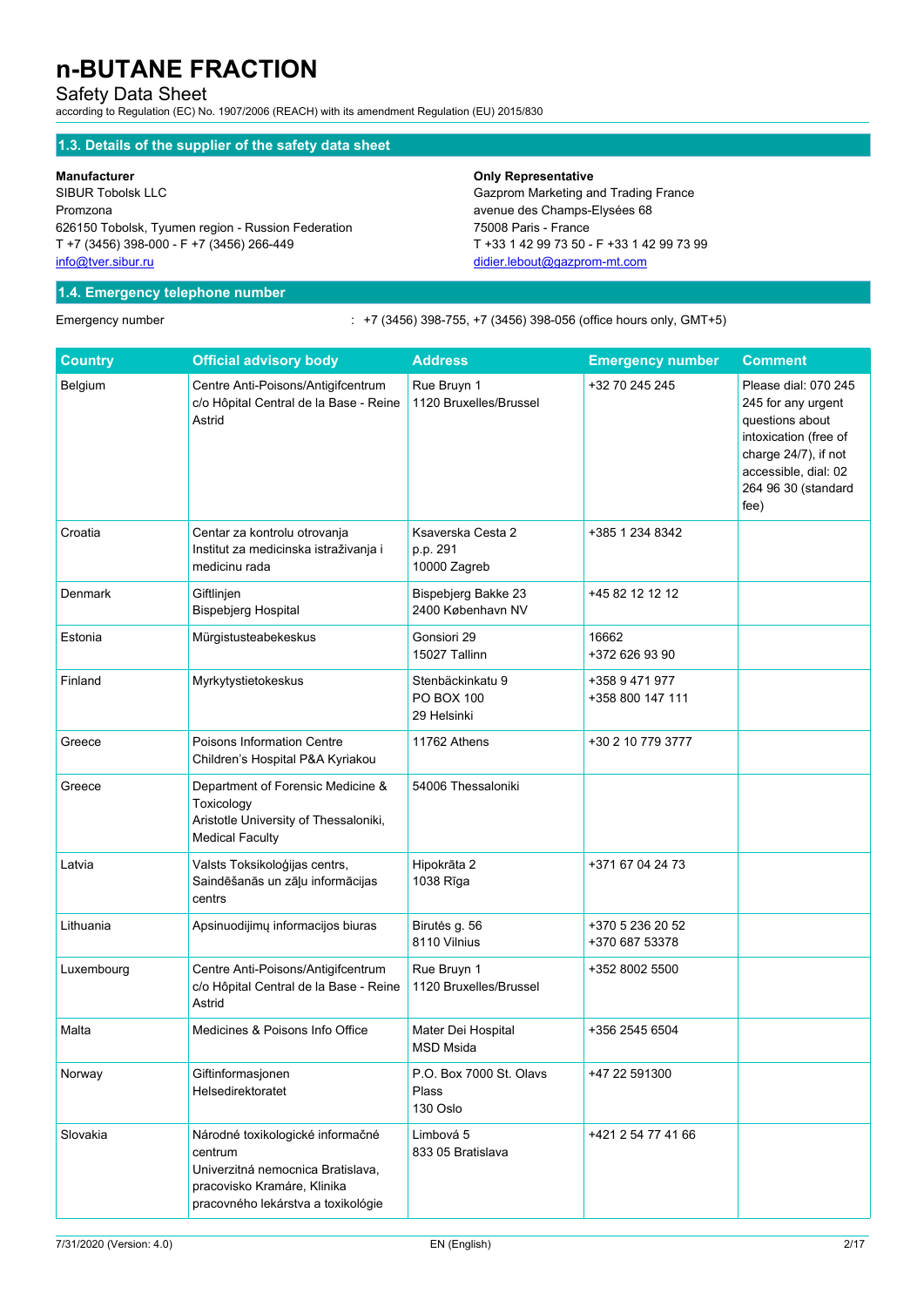## 1.3. Details of the supplier of the safety data sheet

**Manufacturer**
SIBUR Tobolsk LLC
Promzona
626150 Tobolsk, Tyumen region - Russion Federation
T +7 (3456) 398-000 - F +7 (3456) 266-449
info@tver.sibur.ru

**Only Representative**
Gazprom Marketing and Trading France
avenue des Champs-Elysées 68
75008 Paris - France
T +33 1 42 99 73 50 - F +33 1 42 99 73 99
didier.lebout@gazprom-mt.com

## 1.4. Emergency telephone number

Emergency number : +7 (3456) 398-755, +7 (3456) 398-056 (office hours only, GMT+5)

| Country | Official advisory body | Address | Emergency number | Comment |
|---|---|---|---|---|
| Belgium | Centre Anti-Poisons/Antigifcentrum c/o Hôpital Central de la Base - Reine Astrid | Rue Bruyn 1 1120 Bruxelles/Brussel | +32 70 245 245 | Please dial: 070 245 245 for any urgent questions about intoxication (free of charge 24/7), if not accessible, dial: 02 264 96 30 (standard fee) |
| Croatia | Centar za kontrolu otrovanja Institut za medicinska istraživanja i medicinu rada | Ksaverska Cesta 2 p.p. 291 10000 Zagreb | +385 1 234 8342 | |
| Denmark | Giftlinjen Bispebjerg Hospital | Bispebjerg Bakke 23 2400 København NV | +45 82 12 12 12 | |
| Estonia | Mürgistusteabekeskus | Gonsiori 29 15027 Tallinn | 16662 +372 626 93 90 | |
| Finland | Myrkytystietokeskus | Stenbäckinkatu 9 PO BOX 100 29 Helsinki | +358 9 471 977 +358 800 147 111 | |
| Greece | Poisons Information Centre Children's Hospital P&A Kyriakou | 11762 Athens | +30 2 10 779 3777 | |
| Greece | Department of Forensic Medicine & Toxicology Aristotle University of Thessaloniki, Medical Faculty | 54006 Thessaloniki | | |
| Latvia | Valsts Toksikoloģijas centrs, Saindēšanās un zāļu informācijas centrs | Hipokrāta 2 1038 Rīga | +371 67 04 24 73 | |
| Lithuania | Apsinuodijimų informacijos biuras | Birutės g. 56 8110 Vilnius | +370 5 236 20 52 +370 687 53378 | |
| Luxembourg | Centre Anti-Poisons/Antigifcentrum c/o Hôpital Central de la Base - Reine Astrid | Rue Bruyn 1 1120 Bruxelles/Brussel | +352 8002 5500 | |
| Malta | Medicines & Poisons Info Office | Mater Dei Hospital MSD Msida | +356 2545 6504 | |
| Norway | Giftinformasjonen Helsedirektoratet | P.O. Box 7000 St. Olavs Plass 130 Oslo | +47 22 591300 | |
| Slovakia | Národné toxikologické informačné centrum Univerzitná nemocnica Bratislava, pracovisko Kramáre, Klinika pracovného lekárstva a toxikológie | Limbová 5 833 05 Bratislava | +421 2 54 77 41 66 | |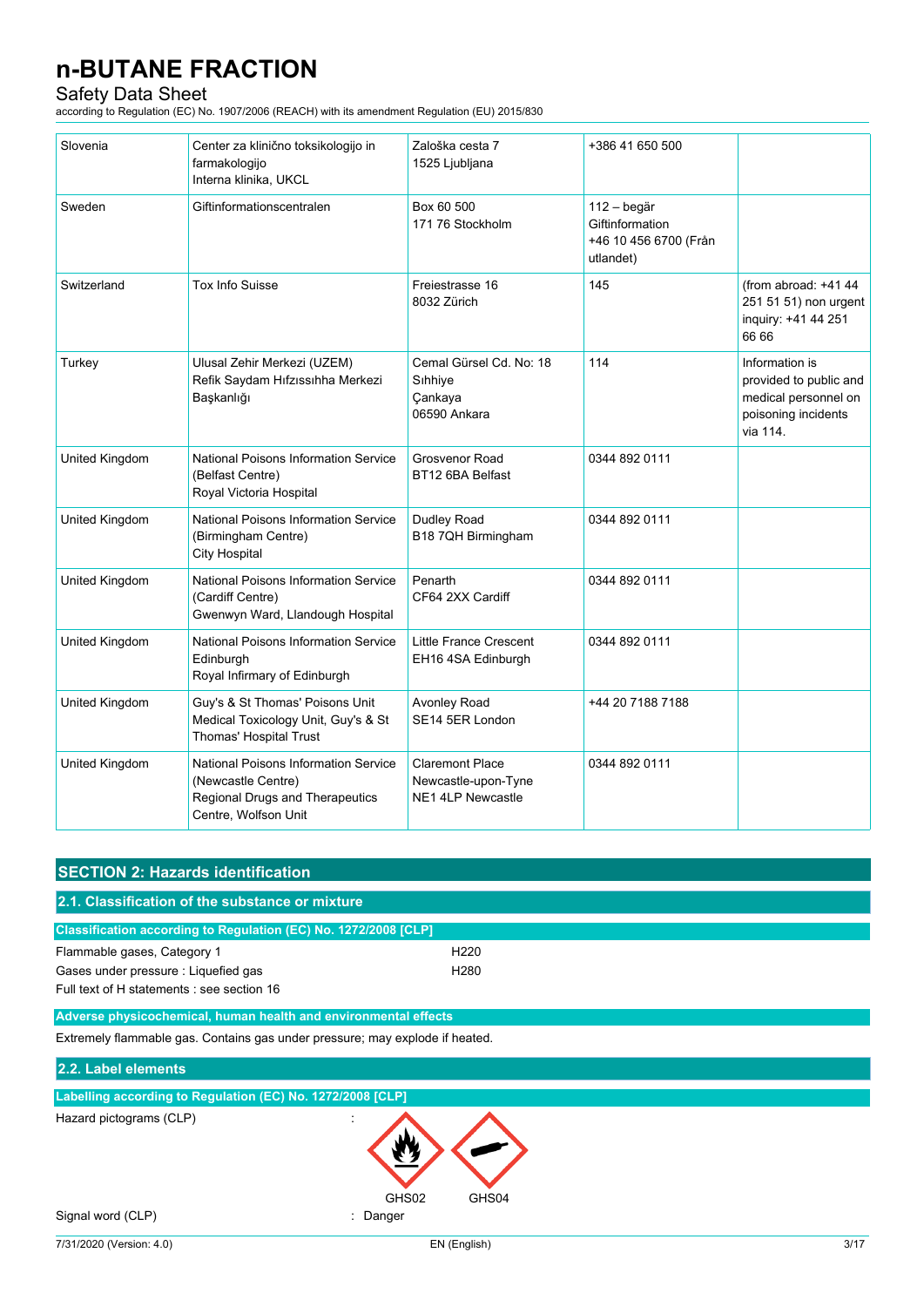| | | | | |
|---|---|---|---|---|
| Slovenia | Center za klinično toksikologijo in farmakologijo<br>Interna klinika, UKCL | Zaloška cesta 7<br>1525 Ljubljana | +386 41 650 500 | |
| Sweden | Giftinformationscentralen | Box 60 500<br>171 76 Stockholm | 112 – begär Giftinformation<br>+46 10 456 6700 (Från utlandet) | |
| Switzerland | Tox Info Suisse | Freiestrasse 16<br>8032 Zürich | 145 | (from abroad: +41 44 251 51 51) non urgent inquiry: +41 44 251 66 66 |
| Turkey | Ulusal Zehir Merkezi (UZEM)<br>Refik Saydam Hıfzıssıhha Merkezi Başkanlığı | Cemal Gürsel Cd. No: 18<br>Sıhhiye<br>Çankaya<br>06590 Ankara | 114 | Information is provided to public and medical personnel on poisoning incidents via 114. |
| United Kingdom | National Poisons Information Service (Belfast Centre)<br>Royal Victoria Hospital | Grosvenor Road<br>BT12 6BA Belfast | 0344 892 0111 | |
| United Kingdom | National Poisons Information Service (Birmingham Centre)<br>City Hospital | Dudley Road<br>B18 7QH Birmingham | 0344 892 0111 | |
| United Kingdom | National Poisons Information Service (Cardiff Centre)<br>Gwenwyn Ward, Llandough Hospital | Penarth<br>CF64 2XX Cardiff | 0344 892 0111 | |
| United Kingdom | National Poisons Information Service Edinburgh<br>Royal Infirmary of Edinburgh | Little France Crescent<br>EH16 4SA Edinburgh | 0344 892 0111 | |
| United Kingdom | Guy's & St Thomas' Poisons Unit Medical Toxicology Unit, Guy's & St Thomas' Hospital Trust | Avonley Road<br>SE14 5ER London | +44 20 7188 7188 | |
| United Kingdom | National Poisons Information Service (Newcastle Centre)<br>Regional Drugs and Therapeutics Centre, Wolfson Unit | Claremont Place<br>Newcastle-upon-Tyne<br>NE1 4LP Newcastle | 0344 892 0111 | |

## SECTION 2: Hazards identification

### 2.1. Classification of the substance or mixture

**Classification according to Regulation (EC) No. 1272/2008 [CLP]**

Flammable gases, Category 1 — H220

Gases under pressure : Liquefied gas — H280

Full text of H statements : see section 16

**Adverse physicochemical, human health and environmental effects**

Extremely flammable gas. Contains gas under pressure; may explode if heated.

### 2.2. Label elements

**Labelling according to Regulation (EC) No. 1272/2008 [CLP]**

Hazard pictograms (CLP) :

GHS02 GHS04

Signal word (CLP) : Danger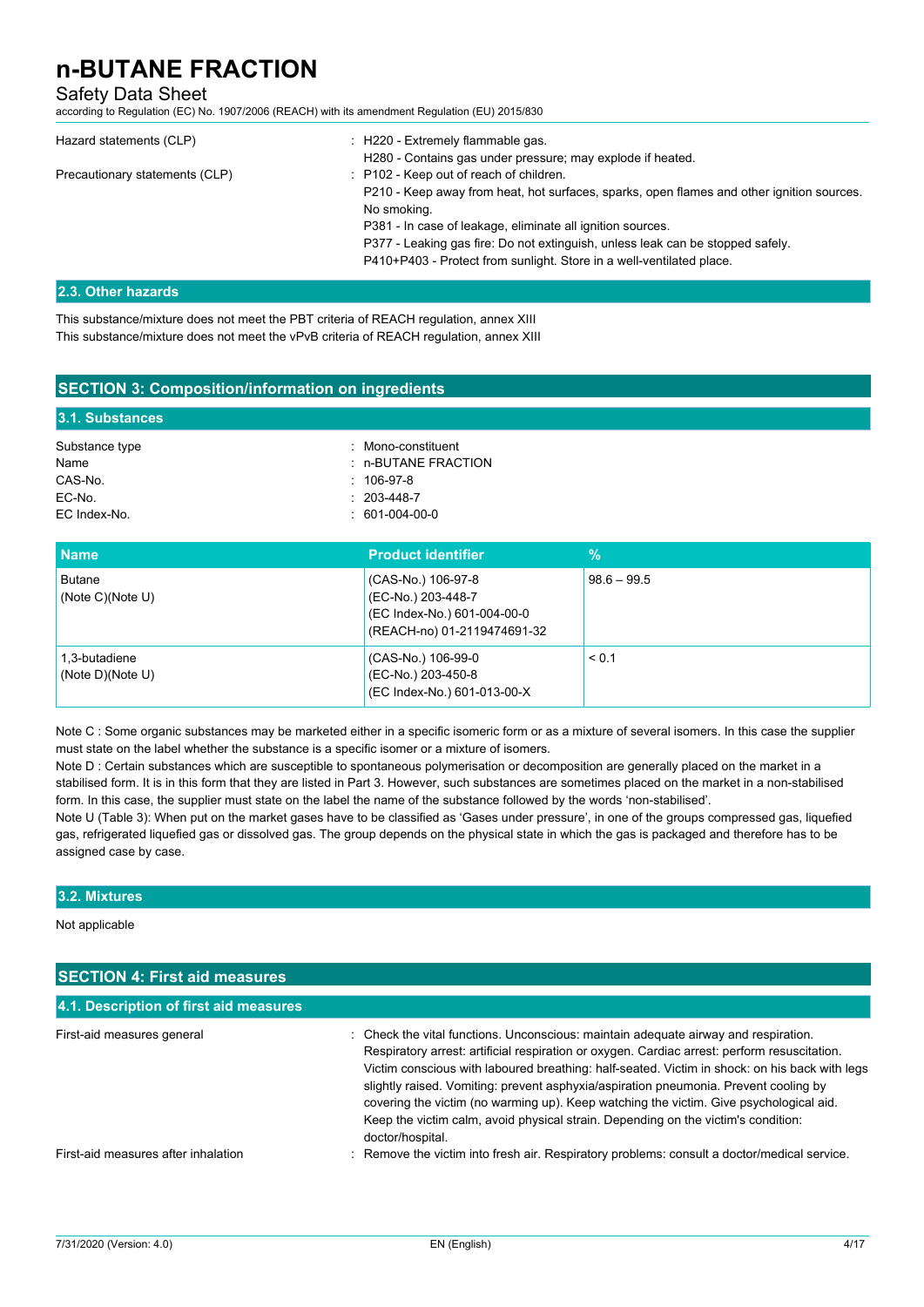| | |
|---|---|
| Hazard statements (CLP) | : H220 - Extremely flammable gas.<br>H280 - Contains gas under pressure; may explode if heated. |
| Precautionary statements (CLP) | : P102 - Keep out of reach of children.<br>P210 - Keep away from heat, hot surfaces, sparks, open flames and other ignition sources. No smoking.<br>P381 - In case of leakage, eliminate all ignition sources.<br>P377 - Leaking gas fire: Do not extinguish, unless leak can be stopped safely.<br>P410+P403 - Protect from sunlight. Store in a well-ventilated place. |

### 2.3. Other hazards

This substance/mixture does not meet the PBT criteria of REACH regulation, annex XIII
This substance/mixture does not meet the vPvB criteria of REACH regulation, annex XIII

## SECTION 3: Composition/information on ingredients

### 3.1. Substances

| | |
|---|---|
| Substance type | : Mono-constituent |
| Name | : n-BUTANE FRACTION |
| CAS-No. | : 106-97-8 |
| EC-No. | : 203-448-7 |
| EC Index-No. | : 601-004-00-0 |

| Name | Product identifier | % |
|---|---|---|
| Butane<br>(Note C)(Note U) | (CAS-No.) 106-97-8<br>(EC-No.) 203-448-7<br>(EC Index-No.) 601-004-00-0<br>(REACH-no) 01-2119474691-32 | 98.6 – 99.5 |
| 1,3-butadiene<br>(Note D)(Note U) | (CAS-No.) 106-99-0<br>(EC-No.) 203-450-8<br>(EC Index-No.) 601-013-00-X | < 0.1 |

Note C : Some organic substances may be marketed either in a specific isomeric form or as a mixture of several isomers. In this case the supplier must state on the label whether the substance is a specific isomer or a mixture of isomers.
Note D : Certain substances which are susceptible to spontaneous polymerisation or decomposition are generally placed on the market in a stabilised form. It is in this form that they are listed in Part 3. However, such substances are sometimes placed on the market in a non-stabilised form. In this case, the supplier must state on the label the name of the substance followed by the words 'non-stabilised'.
Note U (Table 3): When put on the market gases have to be classified as 'Gases under pressure', in one of the groups compressed gas, liquefied gas, refrigerated liquefied gas or dissolved gas. The group depends on the physical state in which the gas is packaged and therefore has to be assigned case by case.

### 3.2. Mixtures

Not applicable

## SECTION 4: First aid measures

### 4.1. Description of first aid measures

| | |
|---|---|
| First-aid measures general | : Check the vital functions. Unconscious: maintain adequate airway and respiration. Respiratory arrest: artificial respiration or oxygen. Cardiac arrest: perform resuscitation. Victim conscious with laboured breathing: half-seated. Victim in shock: on his back with legs slightly raised. Vomiting: prevent asphyxia/aspiration pneumonia. Prevent cooling by covering the victim (no warming up). Keep watching the victim. Give psychological aid. Keep the victim calm, avoid physical strain. Depending on the victim's condition: doctor/hospital. |
| First-aid measures after inhalation | : Remove the victim into fresh air. Respiratory problems: consult a doctor/medical service. |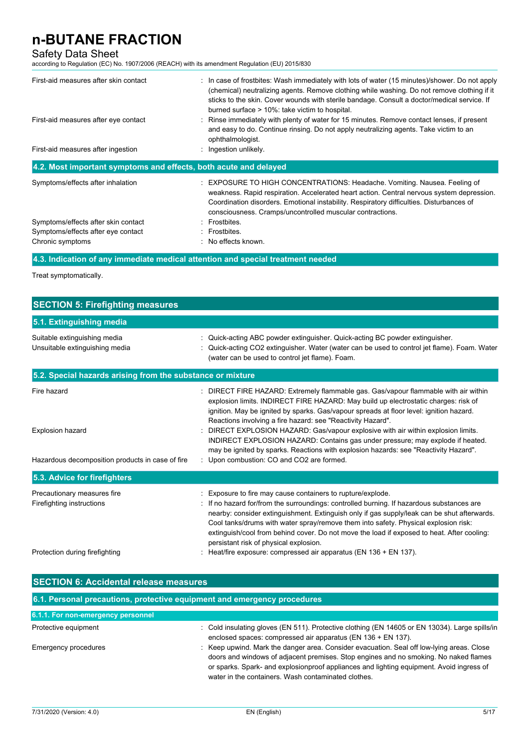| | |
|---|---|
| First-aid measures after skin contact | : In case of frostbites: Wash immediately with lots of water (15 minutes)/shower. Do not apply (chemical) neutralizing agents. Remove clothing while washing. Do not remove clothing if it sticks to the skin. Cover wounds with sterile bandage. Consult a doctor/medical service. If burned surface > 10%: take victim to hospital. |
| First-aid measures after eye contact | : Rinse immediately with plenty of water for 15 minutes. Remove contact lenses, if present and easy to do. Continue rinsing. Do not apply neutralizing agents. Take victim to an ophthalmologist. |
| First-aid measures after ingestion | : Ingestion unlikely. |

### 4.2. Most important symptoms and effects, both acute and delayed

| | |
|---|---|
| Symptoms/effects after inhalation | : EXPOSURE TO HIGH CONCENTRATIONS: Headache. Vomiting. Nausea. Feeling of weakness. Rapid respiration. Accelerated heart action. Central nervous system depression. Coordination disorders. Emotional instability. Respiratory difficulties. Disturbances of consciousness. Cramps/uncontrolled muscular contractions. |
| Symptoms/effects after skin contact | : Frostbites. |
| Symptoms/effects after eye contact | : Frostbites. |
| Chronic symptoms | : No effects known. |

### 4.3. Indication of any immediate medical attention and special treatment needed

Treat symptomatically.

## SECTION 5: Firefighting measures

### 5.1. Extinguishing media

| | |
|---|---|
| Suitable extinguishing media | : Quick-acting ABC powder extinguisher. Quick-acting BC powder extinguisher. |
| Unsuitable extinguishing media | : Quick-acting CO2 extinguisher. Water (water can be used to control jet flame). Foam. Water (water can be used to control jet flame). Foam. |

### 5.2. Special hazards arising from the substance or mixture

| | |
|---|---|
| Fire hazard | : DIRECT FIRE HAZARD: Extremely flammable gas. Gas/vapour flammable with air within explosion limits. INDIRECT FIRE HAZARD: May build up electrostatic charges: risk of ignition. May be ignited by sparks. Gas/vapour spreads at floor level: ignition hazard. Reactions involving a fire hazard: see "Reactivity Hazard". |
| Explosion hazard | : DIRECT EXPLOSION HAZARD: Gas/vapour explosive with air within explosion limits. INDIRECT EXPLOSION HAZARD: Contains gas under pressure; may explode if heated. may be ignited by sparks. Reactions with explosion hazards: see "Reactivity Hazard". |
| Hazardous decomposition products in case of fire | : Upon combustion: CO and CO2 are formed. |

### 5.3. Advice for firefighters

| | |
|---|---|
| Precautionary measures fire | : Exposure to fire may cause containers to rupture/explode. |
| Firefighting instructions | : If no hazard for/from the surroundings: controlled burning. If hazardous substances are nearby: consider extinguishment. Extinguish only if gas supply/leak can be shut afterwards. Cool tanks/drums with water spray/remove them into safety. Physical explosion risk: extinguish/cool from behind cover. Do not move the load if exposed to heat. After cooling: persistant risk of physical explosion. |
| Protection during firefighting | : Heat/fire exposure: compressed air apparatus (EN 136 + EN 137). |

## SECTION 6: Accidental release measures

### 6.1. Personal precautions, protective equipment and emergency procedures

#### 6.1.1. For non-emergency personnel

| | |
|---|---|
| Protective equipment | : Cold insulating gloves (EN 511). Protective clothing (EN 14605 or EN 13034). Large spills/in enclosed spaces: compressed air apparatus (EN 136 + EN 137). |
| Emergency procedures | : Keep upwind. Mark the danger area. Consider evacuation. Seal off low-lying areas. Close doors and windows of adjacent premises. Stop engines and no smoking. No naked flames or sparks. Spark- and explosionproof appliances and lighting equipment. Avoid ingress of water in the containers. Wash contaminated clothes. |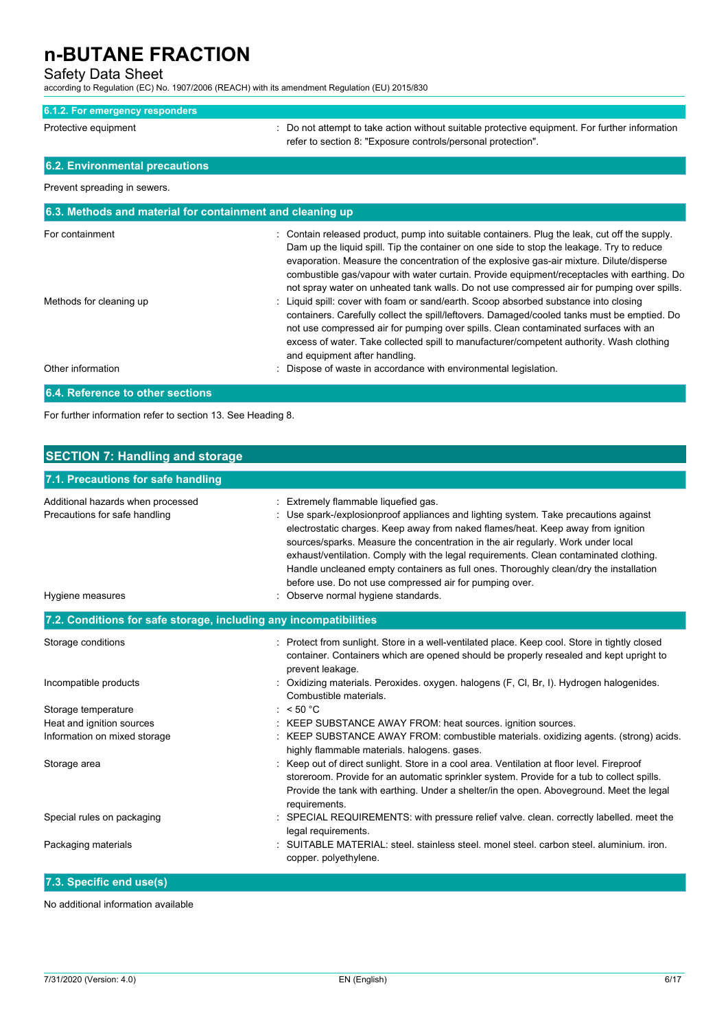#### 6.1.2. For emergency responders

| | |
|---|---|
| Protective equipment | : Do not attempt to take action without suitable protective equipment. For further information refer to section 8: "Exposure controls/personal protection". |

### 6.2. Environmental precautions

Prevent spreading in sewers.

### 6.3. Methods and material for containment and cleaning up

| | |
|---|---|
| For containment | : Contain released product, pump into suitable containers. Plug the leak, cut off the supply. Dam up the liquid spill. Tip the container on one side to stop the leakage. Try to reduce evaporation. Measure the concentration of the explosive gas-air mixture. Dilute/disperse combustible gas/vapour with water curtain. Provide equipment/receptacles with earthing. Do not spray water on unheated tank walls. Do not use compressed air for pumping over spills. |
| Methods for cleaning up | : Liquid spill: cover with foam or sand/earth. Scoop absorbed substance into closing containers. Carefully collect the spill/leftovers. Damaged/cooled tanks must be emptied. Do not use compressed air for pumping over spills. Clean contaminated surfaces with an excess of water. Take collected spill to manufacturer/competent authority. Wash clothing and equipment after handling. |
| Other information | : Dispose of waste in accordance with environmental legislation. |

### 6.4. Reference to other sections

For further information refer to section 13. See Heading 8.

## SECTION 7: Handling and storage

### 7.1. Precautions for safe handling

| | |
|---|---|
| Additional hazards when processed | : Extremely flammable liquefied gas. |
| Precautions for safe handling | : Use spark-/explosionproof appliances and lighting system. Take precautions against electrostatic charges. Keep away from naked flames/heat. Keep away from ignition sources/sparks. Measure the concentration in the air regularly. Work under local exhaust/ventilation. Comply with the legal requirements. Clean contaminated clothing. Handle uncleaned empty containers as full ones. Thoroughly clean/dry the installation before use. Do not use compressed air for pumping over. |
| Hygiene measures | : Observe normal hygiene standards. |

### 7.2. Conditions for safe storage, including any incompatibilities

| | |
|---|---|
| Storage conditions | : Protect from sunlight. Store in a well-ventilated place. Keep cool. Store in tightly closed container. Containers which are opened should be properly resealed and kept upright to prevent leakage. |
| Incompatible products | : Oxidizing materials. Peroxides. oxygen. halogens (F, Cl, Br, I). Hydrogen halogenides. Combustible materials. |
| Storage temperature | : < 50 °C |
| Heat and ignition sources | : KEEP SUBSTANCE AWAY FROM: heat sources. ignition sources. |
| Information on mixed storage | : KEEP SUBSTANCE AWAY FROM: combustible materials. oxidizing agents. (strong) acids. highly flammable materials. halogens. gases. |
| Storage area | : Keep out of direct sunlight. Store in a cool area. Ventilation at floor level. Fireproof storeroom. Provide for an automatic sprinkler system. Provide for a tub to collect spills. Provide the tank with earthing. Under a shelter/in the open. Aboveground. Meet the legal requirements. |
| Special rules on packaging | : SPECIAL REQUIREMENTS: with pressure relief valve. clean. correctly labelled. meet the legal requirements. |
| Packaging materials | : SUITABLE MATERIAL: steel. stainless steel. monel steel. carbon steel. aluminium. iron. copper. polyethylene. |

### 7.3. Specific end use(s)

No additional information available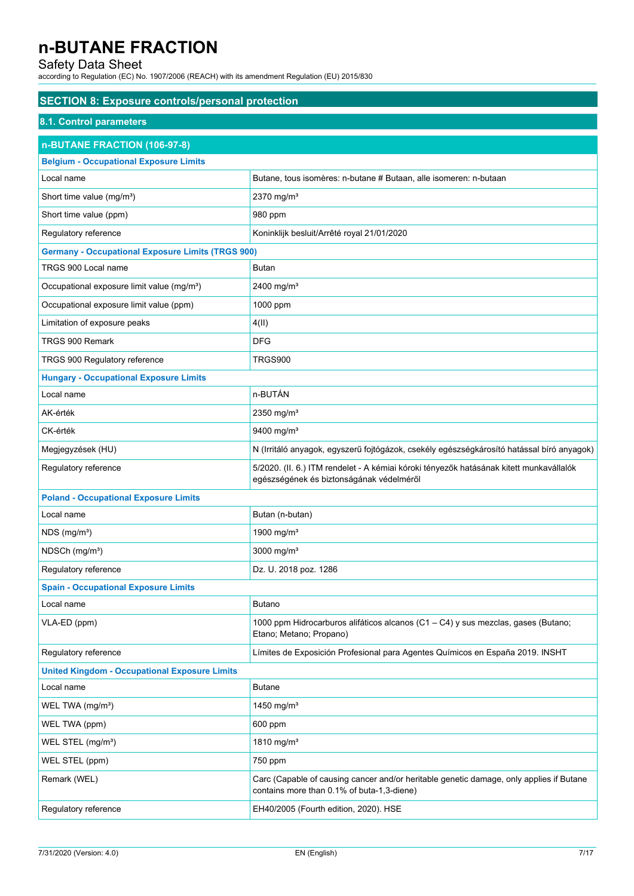## SECTION 8: Exposure controls/personal protection

### 8.1. Control parameters

| n-BUTANE FRACTION (106-97-8) | |
|---|---|
| **Belgium - Occupational Exposure Limits** | |
| Local name | Butane, tous isomères: n-butane # Butaan, alle isomeren: n-butaan |
| Short time value (mg/m³) | 2370 mg/m³ |
| Short time value (ppm) | 980 ppm |
| Regulatory reference | Koninklijk besluit/Arrêté royal 21/01/2020 |
| **Germany - Occupational Exposure Limits (TRGS 900)** | |
| TRGS 900 Local name | Butan |
| Occupational exposure limit value (mg/m³) | 2400 mg/m³ |
| Occupational exposure limit value (ppm) | 1000 ppm |
| Limitation of exposure peaks | 4(II) |
| TRGS 900 Remark | DFG |
| TRGS 900 Regulatory reference | TRGS900 |
| **Hungary - Occupational Exposure Limits** | |
| Local name | n-BUTÁN |
| AK-érték | 2350 mg/m³ |
| CK-érték | 9400 mg/m³ |
| Megjegyzések (HU) | N (Irritáló anyagok, egyszerű fojtógázok, csekély egészségkárosító hatással bíró anyagok) |
| Regulatory reference | 5/2020. (II. 6.) ITM rendelet - A kémiai kóroki tényezők hatásának kitett munkavállalók egészségének és biztonságának védelméről |
| **Poland - Occupational Exposure Limits** | |
| Local name | Butan (n-butan) |
| NDS (mg/m³) | 1900 mg/m³ |
| NDSCh (mg/m³) | 3000 mg/m³ |
| Regulatory reference | Dz. U. 2018 poz. 1286 |
| **Spain - Occupational Exposure Limits** | |
| Local name | Butano |
| VLA-ED (ppm) | 1000 ppm Hidrocarburos alifáticos alcanos (C1 – C4) y sus mezclas, gases (Butano; Etano; Metano; Propano) |
| Regulatory reference | Límites de Exposición Profesional para Agentes Químicos en España 2019. INSHT |
| **United Kingdom - Occupational Exposure Limits** | |
| Local name | Butane |
| WEL TWA (mg/m³) | 1450 mg/m³ |
| WEL TWA (ppm) | 600 ppm |
| WEL STEL (mg/m³) | 1810 mg/m³ |
| WEL STEL (ppm) | 750 ppm |
| Remark (WEL) | Carc (Capable of causing cancer and/or heritable genetic damage, only applies if Butane contains more than 0.1% of buta-1,3-diene) |
| Regulatory reference | EH40/2005 (Fourth edition, 2020). HSE |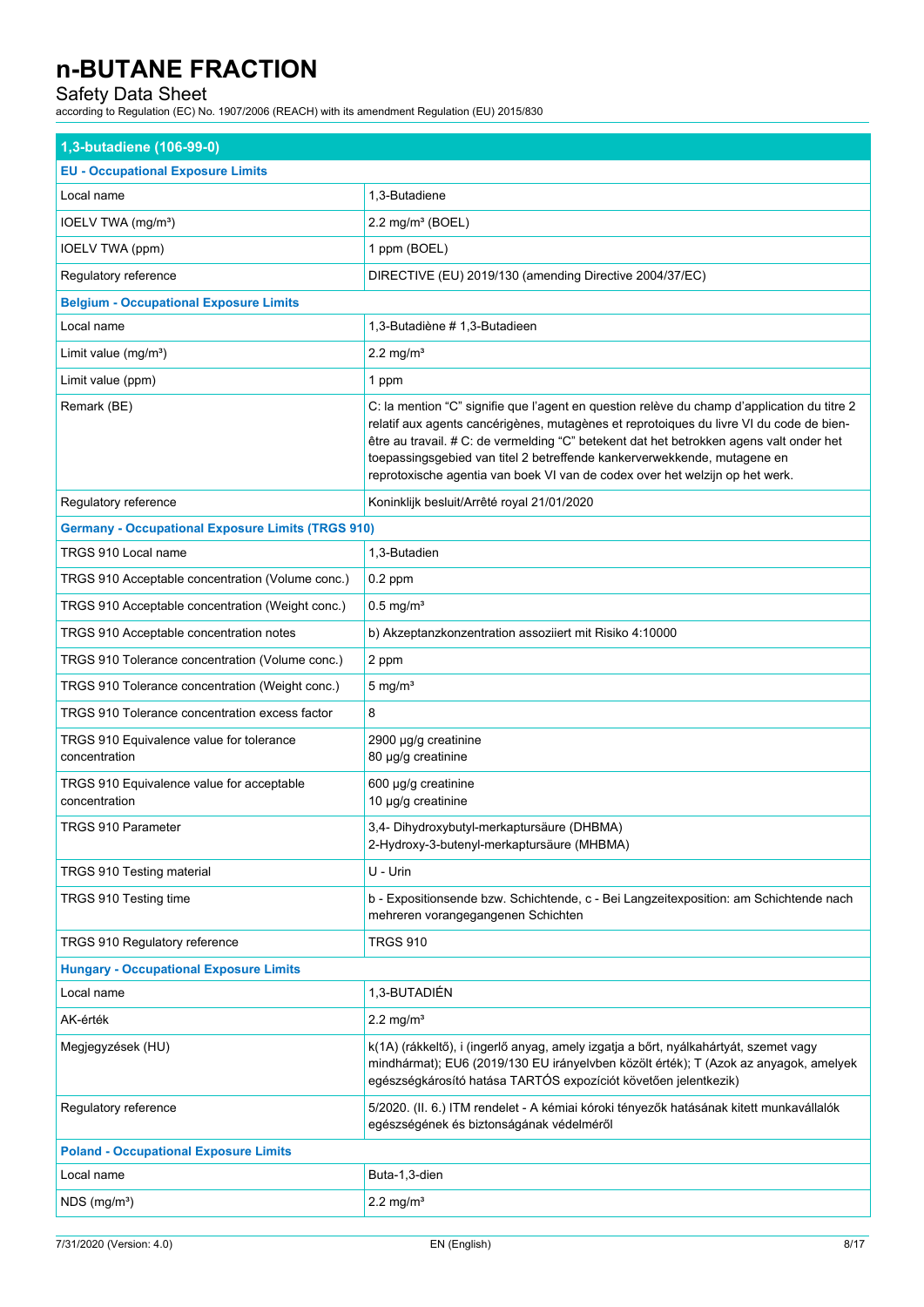| 1,3-butadiene (106-99-0) | |
|---|---|
| **EU - Occupational Exposure Limits** | |
| Local name | 1,3-Butadiene |
| IOELV TWA (mg/m³) | 2.2 mg/m³ (BOEL) |
| IOELV TWA (ppm) | 1 ppm (BOEL) |
| Regulatory reference | DIRECTIVE (EU) 2019/130 (amending Directive 2004/37/EC) |
| **Belgium - Occupational Exposure Limits** | |
| Local name | 1,3-Butadiène # 1,3-Butadieen |
| Limit value (mg/m³) | 2.2 mg/m³ |
| Limit value (ppm) | 1 ppm |
| Remark (BE) | C: la mention “C” signifie que l’agent en question relève du champ d’application du titre 2 relatif aux agents cancérigènes, mutagènes et reprotoiques du livre VI du code de bien-être au travail. # C: de vermelding “C” betekent dat het betrokken agens valt onder het toepassingsgebied van titel 2 betreffende kankerverwekkende, mutagene en reprotoxische agentia van boek VI van de codex over het welzijn op het werk. |
| Regulatory reference | Koninklijk besluit/Arrêté royal 21/01/2020 |
| **Germany - Occupational Exposure Limits (TRGS 910)** | |
| TRGS 910 Local name | 1,3-Butadien |
| TRGS 910 Acceptable concentration (Volume conc.) | 0.2 ppm |
| TRGS 910 Acceptable concentration (Weight conc.) | 0.5 mg/m³ |
| TRGS 910 Acceptable concentration notes | b) Akzeptanzkonzentration assoziiert mit Risiko 4:10000 |
| TRGS 910 Tolerance concentration (Volume conc.) | 2 ppm |
| TRGS 910 Tolerance concentration (Weight conc.) | 5 mg/m³ |
| TRGS 910 Tolerance concentration excess factor | 8 |
| TRGS 910 Equivalence value for tolerance concentration | 2900 µg/g creatinine<br>80 µg/g creatinine |
| TRGS 910 Equivalence value for acceptable concentration | 600 µg/g creatinine<br>10 µg/g creatinine |
| TRGS 910 Parameter | 3,4- Dihydroxybutyl-merkaptursäure (DHBMA)<br>2-Hydroxy-3-butenyl-merkaptursäure (MHBMA) |
| TRGS 910 Testing material | U - Urin |
| TRGS 910 Testing time | b - Expositionsende bzw. Schichtende, c - Bei Langzeitexposition: am Schichtende nach mehreren vorangegangenen Schichten |
| TRGS 910 Regulatory reference | TRGS 910 |
| **Hungary - Occupational Exposure Limits** | |
| Local name | 1,3-BUTADIÉN |
| AK-érték | 2.2 mg/m³ |
| Megjegyzések (HU) | k(1A) (rákkeltő), i (ingerlő anyag, amely izgatja a bőrt, nyálkahártyát, szemet vagy mindhármat); EU6 (2019/130 EU irányelvben közölt érték); T (Azok az anyagok, amelyek egészségkárosító hatása TARTÓS expozíciót követően jelentkezik) |
| Regulatory reference | 5/2020. (II. 6.) ITM rendelet - A kémiai kóroki tényezők hatásának kitett munkavállalók egészségének és biztonságának védelméről |
| **Poland - Occupational Exposure Limits** | |
| Local name | Buta-1,3-dien |
| NDS (mg/m³) | 2.2 mg/m³ |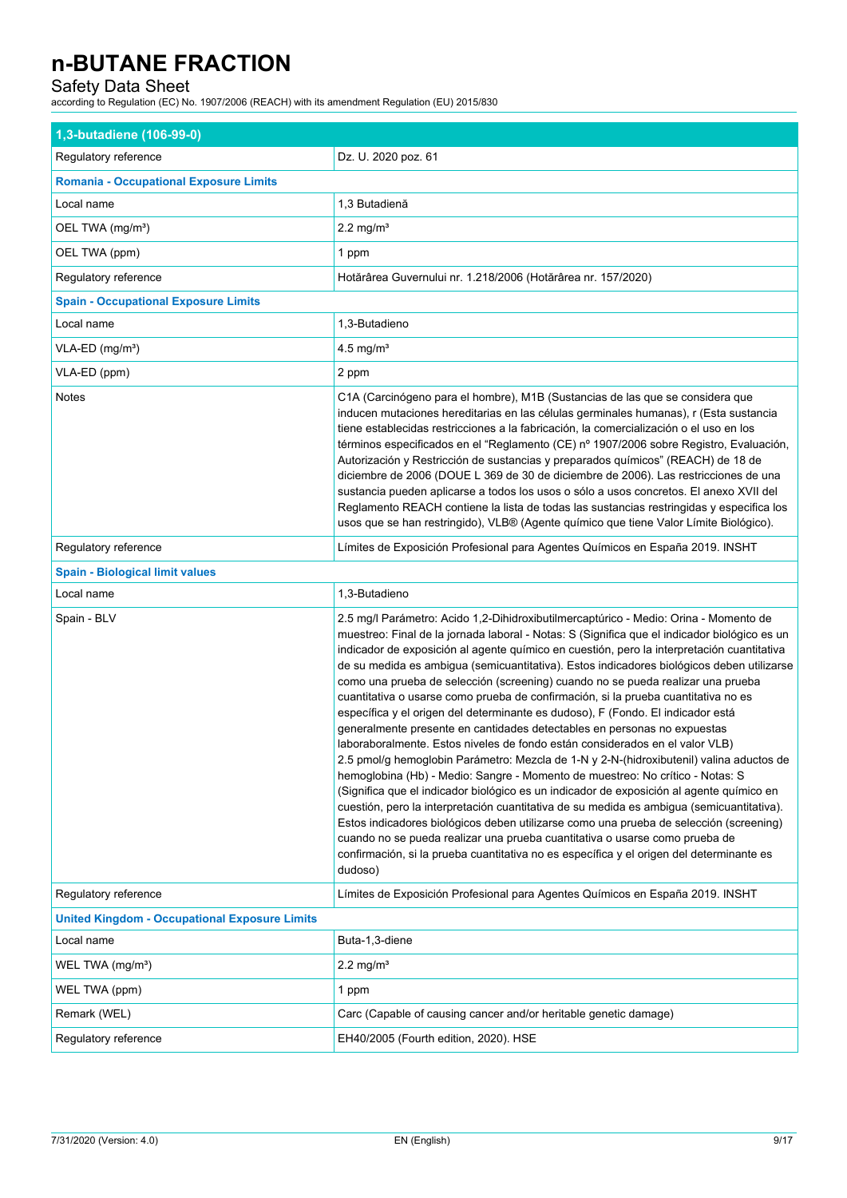| 1,3-butadiene (106-99-0) | |
|---|---|
| Regulatory reference | Dz. U. 2020 poz. 61 |
| **Romania - Occupational Exposure Limits** | |
| Local name | 1,3 Butadienă |
| OEL TWA (mg/m³) | 2.2 mg/m³ |
| OEL TWA (ppm) | 1 ppm |
| Regulatory reference | Hotărârea Guvernului nr. 1.218/2006 (Hotărârea nr. 157/2020) |
| **Spain - Occupational Exposure Limits** | |
| Local name | 1,3-Butadieno |
| VLA-ED (mg/m³) | 4.5 mg/m³ |
| VLA-ED (ppm) | 2 ppm |
| Notes | C1A (Carcinógeno para el hombre), M1B (Sustancias de las que se considera que inducen mutaciones hereditarias en las células germinales humanas), r (Esta sustancia tiene establecidas restricciones a la fabricación, la comercialización o el uso en los términos especificados en el "Reglamento (CE) nº 1907/2006 sobre Registro, Evaluación, Autorización y Restricción de sustancias y preparados químicos" (REACH) de 18 de diciembre de 2006 (DOUE L 369 de 30 de diciembre de 2006). Las restricciones de una sustancia pueden aplicarse a todos los usos o sólo a usos concretos. El anexo XVII del Reglamento REACH contiene la lista de todas las sustancias restringidas y especifica los usos que se han restringido), VLB® (Agente químico que tiene Valor Límite Biológico). |
| Regulatory reference | Límites de Exposición Profesional para Agentes Químicos en España 2019. INSHT |
| **Spain - Biological limit values** | |
| Local name | 1,3-Butadieno |
| Spain - BLV | 2.5 mg/l Parámetro: Acido 1,2-Dihidroxibutilmercaptúrico - Medio: Orina - Momento de muestreo: Final de la jornada laboral - Notas: S (Significa que el indicador biológico es un indicador de exposición al agente químico en cuestión, pero la interpretación cuantitativa de su medida es ambigua (semicuantitativa). Estos indicadores biológicos deben utilizarse como una prueba de selección (screening) cuando no se pueda realizar una prueba cuantitativa o usarse como prueba de confirmación, si la prueba cuantitativa no es específica y el origen del determinante es dudoso), F (Fondo. El indicador está generalmente presente en cantidades detectables en personas no expuestas laboraboralmente. Estos niveles de fondo están considerados en el valor VLB)<br>2.5 pmol/g hemoglobin Parámetro: Mezcla de 1-N y 2-N-(hidroxibutenil) valina aductos de hemoglobina (Hb) - Medio: Sangre - Momento de muestreo: No crítico - Notas: S (Significa que el indicador biológico es un indicador de exposición al agente químico en cuestión, pero la interpretación cuantitativa de su medida es ambigua (semicuantitativa). Estos indicadores biológicos deben utilizarse como una prueba de selección (screening) cuando no se pueda realizar una prueba cuantitativa o usarse como prueba de confirmación, si la prueba cuantitativa no es específica y el origen del determinante es dudoso) |
| Regulatory reference | Límites de Exposición Profesional para Agentes Químicos en España 2019. INSHT |
| **United Kingdom - Occupational Exposure Limits** | |
| Local name | Buta-1,3-diene |
| WEL TWA (mg/m³) | 2.2 mg/m³ |
| WEL TWA (ppm) | 1 ppm |
| Remark (WEL) | Carc (Capable of causing cancer and/or heritable genetic damage) |
| Regulatory reference | EH40/2005 (Fourth edition, 2020). HSE |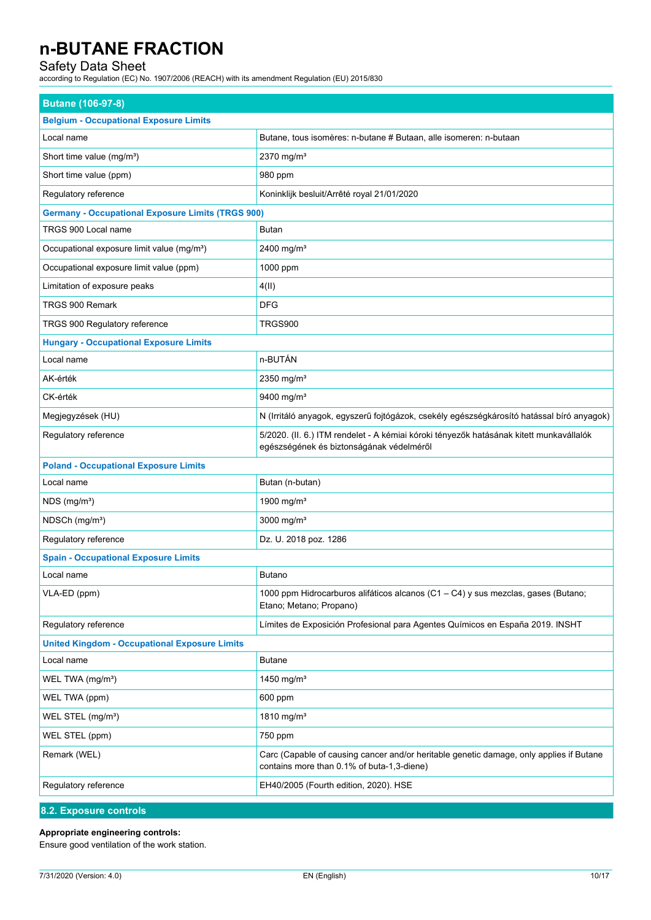| Butane (106-97-8) | |
|---|---|
| **Belgium - Occupational Exposure Limits** | |
| Local name | Butane, tous isomères: n-butane # Butaan, alle isomeren: n-butaan |
| Short time value (mg/m³) | 2370 mg/m³ |
| Short time value (ppm) | 980 ppm |
| Regulatory reference | Koninklijk besluit/Arrêté royal 21/01/2020 |
| **Germany - Occupational Exposure Limits (TRGS 900)** | |
| TRGS 900 Local name | Butan |
| Occupational exposure limit value (mg/m³) | 2400 mg/m³ |
| Occupational exposure limit value (ppm) | 1000 ppm |
| Limitation of exposure peaks | 4(II) |
| TRGS 900 Remark | DFG |
| TRGS 900 Regulatory reference | TRGS900 |
| **Hungary - Occupational Exposure Limits** | |
| Local name | n-BUTÁN |
| AK-érték | 2350 mg/m³ |
| CK-érték | 9400 mg/m³ |
| Megjegyzések (HU) | N (Irritáló anyagok, egyszerű fojtógázok, csekély egészségkárosító hatással bíró anyagok) |
| Regulatory reference | 5/2020. (II. 6.) ITM rendelet - A kémiai kóroki tényezők hatásának kitett munkavállalók egészségének és biztonságának védelméről |
| **Poland - Occupational Exposure Limits** | |
| Local name | Butan (n-butan) |
| NDS (mg/m³) | 1900 mg/m³ |
| NDSCh (mg/m³) | 3000 mg/m³ |
| Regulatory reference | Dz. U. 2018 poz. 1286 |
| **Spain - Occupational Exposure Limits** | |
| Local name | Butano |
| VLA-ED (ppm) | 1000 ppm Hidrocarburos alifáticos alcanos (C1 – C4) y sus mezclas, gases (Butano; Etano; Metano; Propano) |
| Regulatory reference | Límites de Exposición Profesional para Agentes Químicos en España 2019. INSHT |
| **United Kingdom - Occupational Exposure Limits** | |
| Local name | Butane |
| WEL TWA (mg/m³) | 1450 mg/m³ |
| WEL TWA (ppm) | 600 ppm |
| WEL STEL (mg/m³) | 1810 mg/m³ |
| WEL STEL (ppm) | 750 ppm |
| Remark (WEL) | Carc (Capable of causing cancer and/or heritable genetic damage, only applies if Butane contains more than 0.1% of buta-1,3-diene) |
| Regulatory reference | EH40/2005 (Fourth edition, 2020). HSE |

## 8.2. Exposure controls

**Appropriate engineering controls:**

Ensure good ventilation of the work station.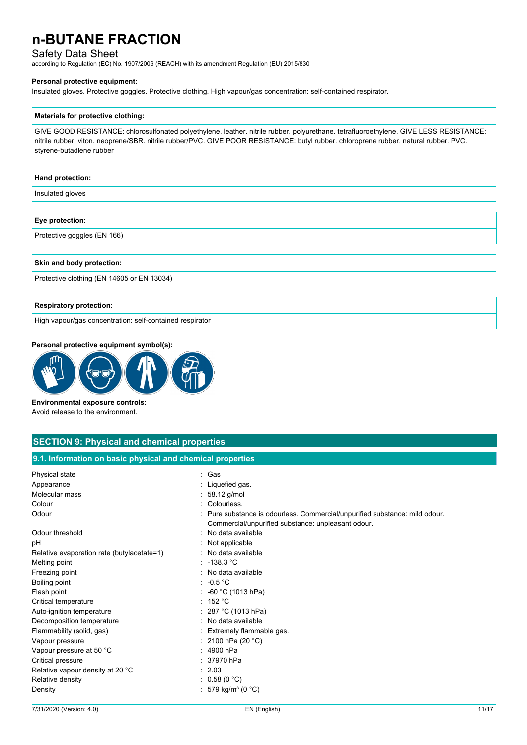**Personal protective equipment:**

Insulated gloves. Protective goggles. Protective clothing. High vapour/gas concentration: self-contained respirator.

| **Materials for protective clothing:** |
|---|
| GIVE GOOD RESISTANCE: chlorosulfonated polyethylene. leather. nitrile rubber. polyurethane. tetrafluoroethylene. GIVE LESS RESISTANCE: nitrile rubber. viton. neoprene/SBR. nitrile rubber/PVC. GIVE POOR RESISTANCE: butyl rubber. chloroprene rubber. natural rubber. PVC. styrene-butadiene rubber |

| **Hand protection:** |
|---|
| Insulated gloves |

| **Eye protection:** |
|---|
| Protective goggles (EN 166) |

| **Skin and body protection:** |
|---|
| Protective clothing (EN 14605 or EN 13034) |

| **Respiratory protection:** |
|---|
| High vapour/gas concentration: self-contained respirator |

**Personal protective equipment symbol(s):**

**Environmental exposure controls:**

Avoid release to the environment.

## SECTION 9: Physical and chemical properties

### 9.1. Information on basic physical and chemical properties

| Property | Value |
|---|---|
| Physical state | Gas |
| Appearance | Liquefied gas. |
| Molecular mass | 58.12 g/mol |
| Colour | Colourless. |
| Odour | Pure substance is odourless. Commercial/unpurified substance: mild odour. Commercial/unpurified substance: unpleasant odour. |
| Odour threshold | No data available |
| pH | Not applicable |
| Relative evaporation rate (butylacetate=1) | No data available |
| Melting point | -138.3 °C |
| Freezing point | No data available |
| Boiling point | -0.5 °C |
| Flash point | -60 °C (1013 hPa) |
| Critical temperature | 152 °C |
| Auto-ignition temperature | 287 °C (1013 hPa) |
| Decomposition temperature | No data available |
| Flammability (solid, gas) | Extremely flammable gas. |
| Vapour pressure | 2100 hPa (20 °C) |
| Vapour pressure at 50 °C | 4900 hPa |
| Critical pressure | 37970 hPa |
| Relative vapour density at 20 °C | 2.03 |
| Relative density | 0.58 (0 °C) |
| Density | 579 kg/m³ (0 °C) |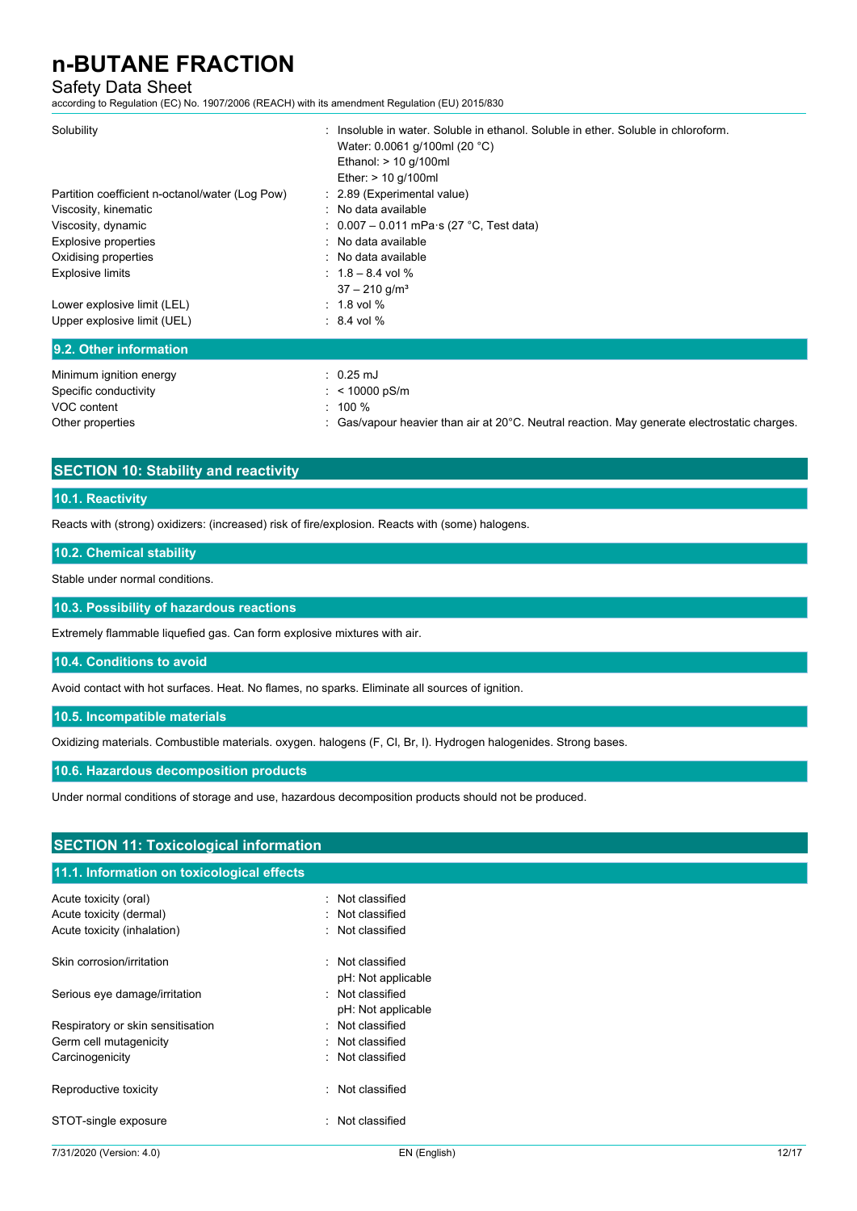| | |
|---|---|
| Solubility | : Insoluble in water. Soluble in ethanol. Soluble in ether. Soluble in chloroform.<br>Water: 0.0061 g/100ml (20 °C)<br>Ethanol: > 10 g/100ml<br>Ether: > 10 g/100ml |
| Partition coefficient n-octanol/water (Log Pow) | : 2.89 (Experimental value) |
| Viscosity, kinematic | : No data available |
| Viscosity, dynamic | : 0.007 – 0.011 mPa·s (27 °C, Test data) |
| Explosive properties | : No data available |
| Oxidising properties | : No data available |
| Explosive limits | : 1.8 – 8.4 vol %<br>37 – 210 g/m³ |
| Lower explosive limit (LEL) | : 1.8 vol % |
| Upper explosive limit (UEL) | : 8.4 vol % |

### 9.2. Other information

| | |
|---|---|
| Minimum ignition energy | : 0.25 mJ |
| Specific conductivity | : < 10000 pS/m |
| VOC content | : 100 % |
| Other properties | : Gas/vapour heavier than air at 20°C. Neutral reaction. May generate electrostatic charges. |

## SECTION 10: Stability and reactivity

### 10.1. Reactivity

Reacts with (strong) oxidizers: (increased) risk of fire/explosion. Reacts with (some) halogens.

### 10.2. Chemical stability

Stable under normal conditions.

### 10.3. Possibility of hazardous reactions

Extremely flammable liquefied gas. Can form explosive mixtures with air.

### 10.4. Conditions to avoid

Avoid contact with hot surfaces. Heat. No flames, no sparks. Eliminate all sources of ignition.

### 10.5. Incompatible materials

Oxidizing materials. Combustible materials. oxygen. halogens (F, Cl, Br, I). Hydrogen halogenides. Strong bases.

### 10.6. Hazardous decomposition products

Under normal conditions of storage and use, hazardous decomposition products should not be produced.

## SECTION 11: Toxicological information

### 11.1. Information on toxicological effects

| | |
|---|---|
| Acute toxicity (oral) | : Not classified |
| Acute toxicity (dermal) | : Not classified |
| Acute toxicity (inhalation) | : Not classified |
| Skin corrosion/irritation | : Not classified<br>pH: Not applicable |
| Serious eye damage/irritation | : Not classified<br>pH: Not applicable |
| Respiratory or skin sensitisation | : Not classified |
| Germ cell mutagenicity | : Not classified |
| Carcinogenicity | : Not classified |
| Reproductive toxicity | : Not classified |
| STOT-single exposure | : Not classified |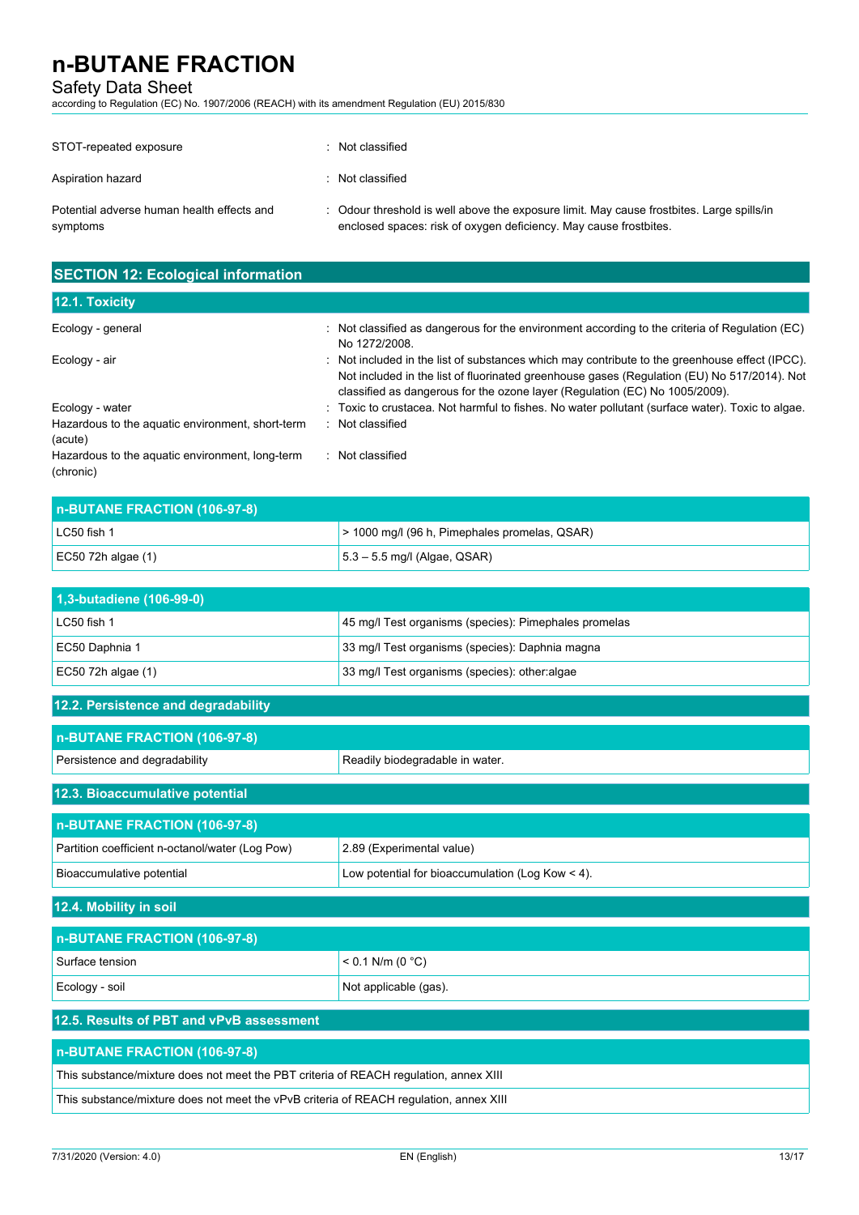| | |
|---|---|
| STOT-repeated exposure | : Not classified |
| Aspiration hazard | : Not classified |
| Potential adverse human health effects and symptoms | : Odour threshold is well above the exposure limit. May cause frostbites. Large spills/in enclosed spaces: risk of oxygen deficiency. May cause frostbites. |

## SECTION 12: Ecological information

### 12.1. Toxicity

| | |
|---|---|
| Ecology - general | : Not classified as dangerous for the environment according to the criteria of Regulation (EC) No 1272/2008. |
| Ecology - air | : Not included in the list of substances which may contribute to the greenhouse effect (IPCC). Not included in the list of fluorinated greenhouse gases (Regulation (EU) No 517/2014). Not classified as dangerous for the ozone layer (Regulation (EC) No 1005/2009). |
| Ecology - water | : Toxic to crustacea. Not harmful to fishes. No water pollutant (surface water). Toxic to algae. |
| Hazardous to the aquatic environment, short-term (acute) | : Not classified |
| Hazardous to the aquatic environment, long-term (chronic) | : Not classified |

| n-BUTANE FRACTION (106-97-8) | |
|---|---|
| LC50 fish 1 | > 1000 mg/l (96 h, Pimephales promelas, QSAR) |
| EC50 72h algae (1) | 5.3 – 5.5 mg/l (Algae, QSAR) |

| 1,3-butadiene (106-99-0) | |
|---|---|
| LC50 fish 1 | 45 mg/l Test organisms (species): Pimephales promelas |
| EC50 Daphnia 1 | 33 mg/l Test organisms (species): Daphnia magna |
| EC50 72h algae (1) | 33 mg/l Test organisms (species): other:algae |

### 12.2. Persistence and degradability

| n-BUTANE FRACTION (106-97-8) | |
|---|---|
| Persistence and degradability | Readily biodegradable in water. |

### 12.3. Bioaccumulative potential

| n-BUTANE FRACTION (106-97-8) | |
|---|---|
| Partition coefficient n-octanol/water (Log Pow) | 2.89 (Experimental value) |
| Bioaccumulative potential | Low potential for bioaccumulation (Log Kow < 4). |

### 12.4. Mobility in soil

| n-BUTANE FRACTION (106-97-8) | |
|---|---|
| Surface tension | < 0.1 N/m (0 °C) |
| Ecology - soil | Not applicable (gas). |

### 12.5. Results of PBT and vPvB assessment

| n-BUTANE FRACTION (106-97-8) |
|---|
| This substance/mixture does not meet the PBT criteria of REACH regulation, annex XIII |
| This substance/mixture does not meet the vPvB criteria of REACH regulation, annex XIII |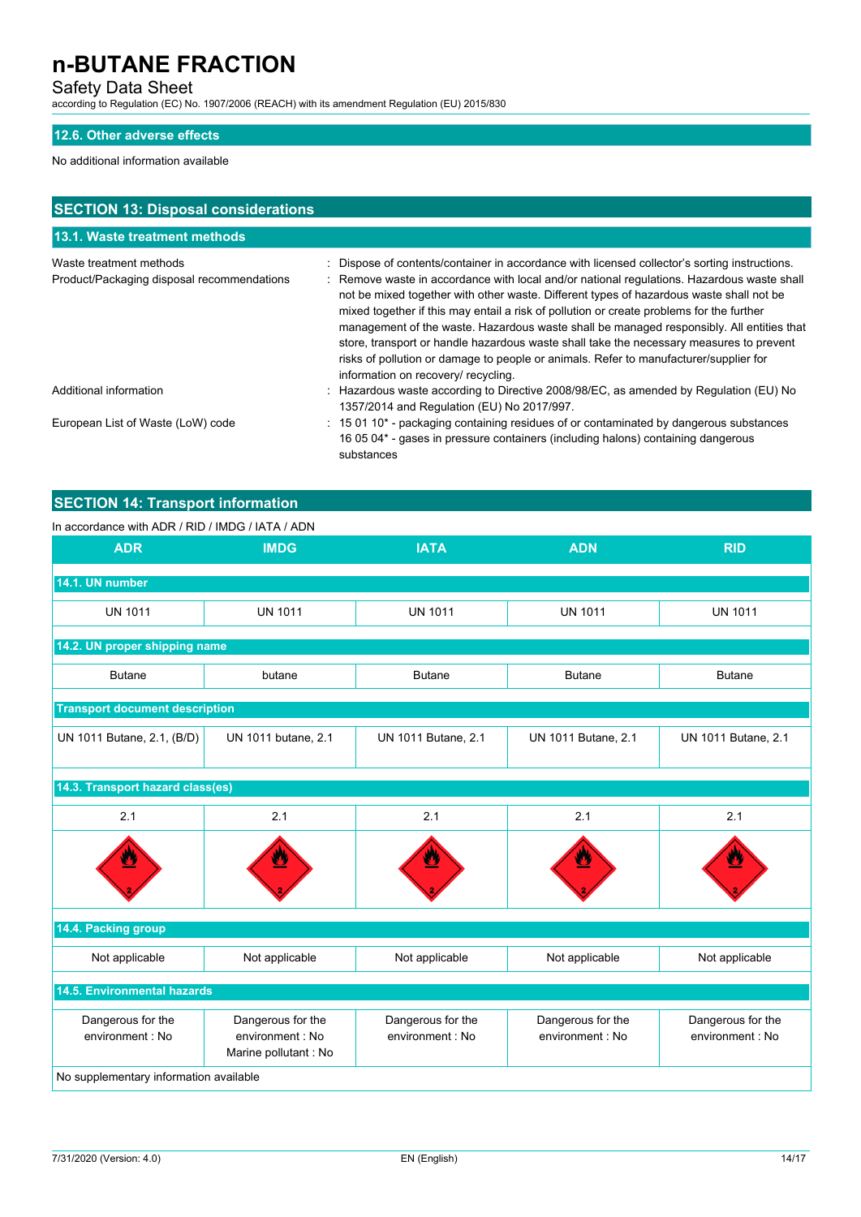### 12.6. Other adverse effects

No additional information available

## SECTION 13: Disposal considerations

### 13.1. Waste treatment methods

Waste treatment methods : Dispose of contents/container in accordance with licensed collector's sorting instructions.

Product/Packaging disposal recommendations : Remove waste in accordance with local and/or national regulations. Hazardous waste shall not be mixed together with other waste. Different types of hazardous waste shall not be mixed together if this may entail a risk of pollution or create problems for the further management of the waste. Hazardous waste shall be managed responsibly. All entities that store, transport or handle hazardous waste shall take the necessary measures to prevent risks of pollution or damage to people or animals. Refer to manufacturer/supplier for information on recovery/ recycling.

Additional information : Hazardous waste according to Directive 2008/98/EC, as amended by Regulation (EU) No 1357/2014 and Regulation (EU) No 2017/997.

European List of Waste (LoW) code : 15 01 10* - packaging containing residues of or contaminated by dangerous substances
16 05 04* - gases in pressure containers (including halons) containing dangerous substances

## SECTION 14: Transport information

In accordance with ADR / RID / IMDG / IATA / ADN

| ADR | IMDG | IATA | ADN | RID |
|---|---|---|---|---|
| **14.1. UN number** | | | | |
| UN 1011 | UN 1011 | UN 1011 | UN 1011 | UN 1011 |
| **14.2. UN proper shipping name** | | | | |
| Butane | butane | Butane | Butane | Butane |
| **Transport document description** | | | | |
| UN 1011 Butane, 2.1, (B/D) | UN 1011 butane, 2.1 | UN 1011 Butane, 2.1 | UN 1011 Butane, 2.1 | UN 1011 Butane, 2.1 |
| **14.3. Transport hazard class(es)** | | | | |
| 2.1 | 2.1 | 2.1 | 2.1 | 2.1 |
| **14.4. Packing group** | | | | |
| Not applicable | Not applicable | Not applicable | Not applicable | Not applicable |
| **14.5. Environmental hazards** | | | | |
| Dangerous for the environment : No | Dangerous for the environment : No<br>Marine pollutant : No | Dangerous for the environment : No | Dangerous for the environment : No | Dangerous for the environment : No |

No supplementary information available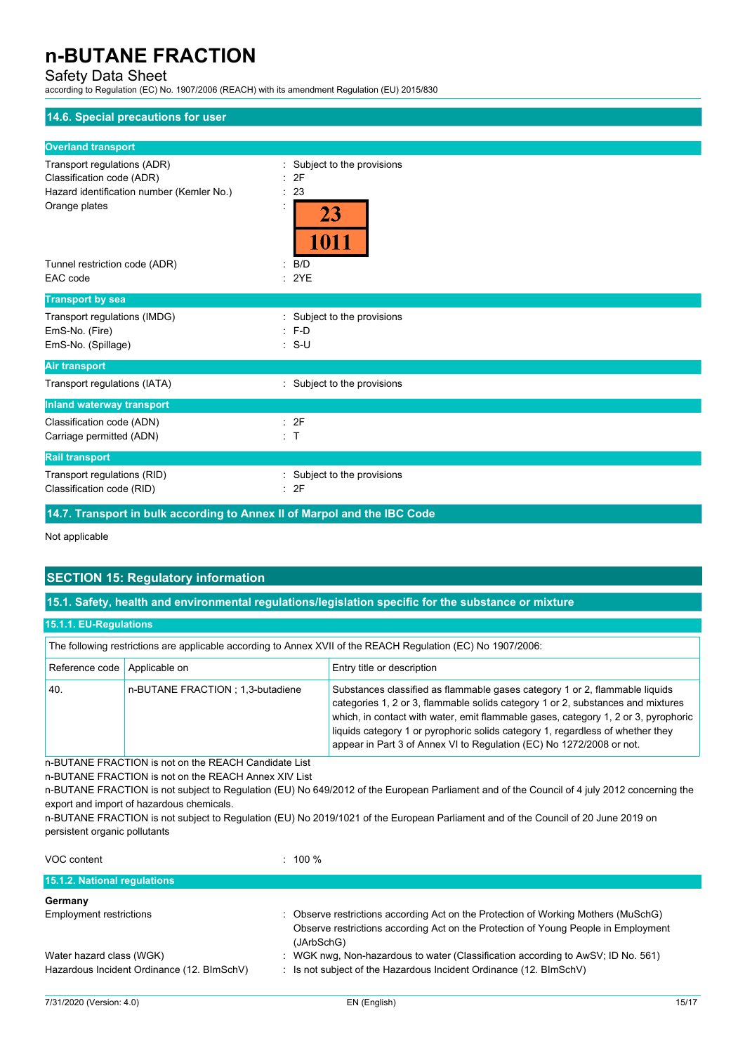### 14.6. Special precautions for user

#### Overland transport

| | |
|---|---|
| Transport regulations (ADR) | : Subject to the provisions |
| Classification code (ADR) | : 2F |
| Hazard identification number (Kemler No.) | : 23 |
| Orange plates | : 23 / 1011 |
| Tunnel restriction code (ADR) | : B/D |
| EAC code | : 2YE |

#### Transport by sea

| | |
|---|---|
| Transport regulations (IMDG) | : Subject to the provisions |
| EmS-No. (Fire) | : F-D |
| EmS-No. (Spillage) | : S-U |

#### Air transport

| | |
|---|---|
| Transport regulations (IATA) | : Subject to the provisions |

#### Inland waterway transport

| | |
|---|---|
| Classification code (ADN) | : 2F |
| Carriage permitted (ADN) | : T |

#### Rail transport

| | |
|---|---|
| Transport regulations (RID) | : Subject to the provisions |
| Classification code (RID) | : 2F |

### 14.7. Transport in bulk according to Annex II of Marpol and the IBC Code

Not applicable

## SECTION 15: Regulatory information

### 15.1. Safety, health and environmental regulations/legislation specific for the substance or mixture

#### 15.1.1. EU-Regulations

The following restrictions are applicable according to Annex XVII of the REACH Regulation (EC) No 1907/2006:

| Reference code | Applicable on | Entry title or description |
|---|---|---|
| 40. | n-BUTANE FRACTION ; 1,3-butadiene | Substances classified as flammable gases category 1 or 2, flammable liquids categories 1, 2 or 3, flammable solids category 1 or 2, substances and mixtures which, in contact with water, emit flammable gases, category 1, 2 or 3, pyrophoric liquids category 1 or pyrophoric solids category 1, regardless of whether they appear in Part 3 of Annex VI to Regulation (EC) No 1272/2008 or not. |

n-BUTANE FRACTION is not on the REACH Candidate List

n-BUTANE FRACTION is not on the REACH Annex XIV List

n-BUTANE FRACTION is not subject to Regulation (EU) No 649/2012 of the European Parliament and of the Council of 4 july 2012 concerning the export and import of hazardous chemicals.

n-BUTANE FRACTION is not subject to Regulation (EU) No 2019/1021 of the European Parliament and of the Council of 20 June 2019 on persistent organic pollutants

VOC content : 100 %

#### 15.1.2. National regulations

**Germany**

| | |
|---|---|
| Employment restrictions | : Observe restrictions according Act on the Protection of Working Mothers (MuSchG) Observe restrictions according Act on the Protection of Young People in Employment (JArbSchG) |
| Water hazard class (WGK) | : WGK nwg, Non-hazardous to water (Classification according to AwSV; ID No. 561) |
| Hazardous Incident Ordinance (12. BImSchV) | : Is not subject of the Hazardous Incident Ordinance (12. BImSchV) |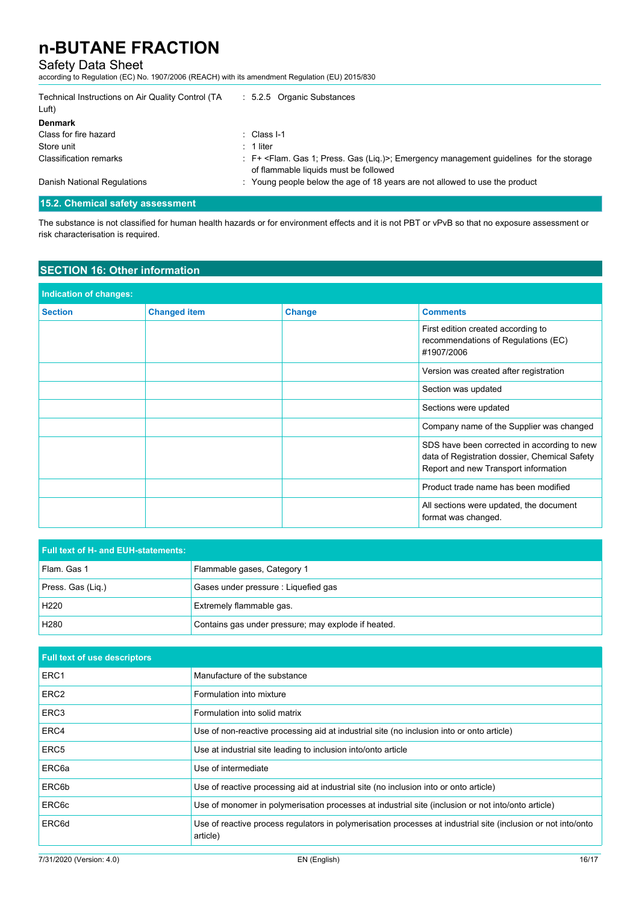| | |
|---|---|
| Technical Instructions on Air Quality Control (TA Luft) | : 5.2.5 Organic Substances |

**Denmark**

| | |
|---|---|
| Class for fire hazard | : Class I-1 |
| Store unit | : 1 liter |
| Classification remarks | : F+ <Flam. Gas 1; Press. Gas (Liq.)>; Emergency management guidelines for the storage of flammable liquids must be followed |
| Danish National Regulations | : Young people below the age of 18 years are not allowed to use the product |

### 15.2. Chemical safety assessment

The substance is not classified for human health hazards or for environment effects and it is not PBT or vPvB so that no exposure assessment or risk characterisation is required.

## SECTION 16: Other information

**Indication of changes:**

| Section | Changed item | Change | Comments |
|---|---|---|---|
| | | | First edition created according to recommendations of Regulations (EC) #1907/2006 |
| | | | Version was created after registration |
| | | | Section was updated |
| | | | Sections were updated |
| | | | Company name of the Supplier was changed |
| | | | SDS have been corrected in according to new data of Registration dossier, Chemical Safety Report and new Transport information |
| | | | Product trade name has been modified |
| | | | All sections were updated, the document format was changed. |

**Full text of H- and EUH-statements:**

| | |
|---|---|
| Flam. Gas 1 | Flammable gases, Category 1 |
| Press. Gas (Liq.) | Gases under pressure : Liquefied gas |
| H220 | Extremely flammable gas. |
| H280 | Contains gas under pressure; may explode if heated. |

**Full text of use descriptors**

| | |
|---|---|
| ERC1 | Manufacture of the substance |
| ERC2 | Formulation into mixture |
| ERC3 | Formulation into solid matrix |
| ERC4 | Use of non-reactive processing aid at industrial site (no inclusion into or onto article) |
| ERC5 | Use at industrial site leading to inclusion into/onto article |
| ERC6a | Use of intermediate |
| ERC6b | Use of reactive processing aid at industrial site (no inclusion into or onto article) |
| ERC6c | Use of monomer in polymerisation processes at industrial site (inclusion or not into/onto article) |
| ERC6d | Use of reactive process regulators in polymerisation processes at industrial site (inclusion or not into/onto article) |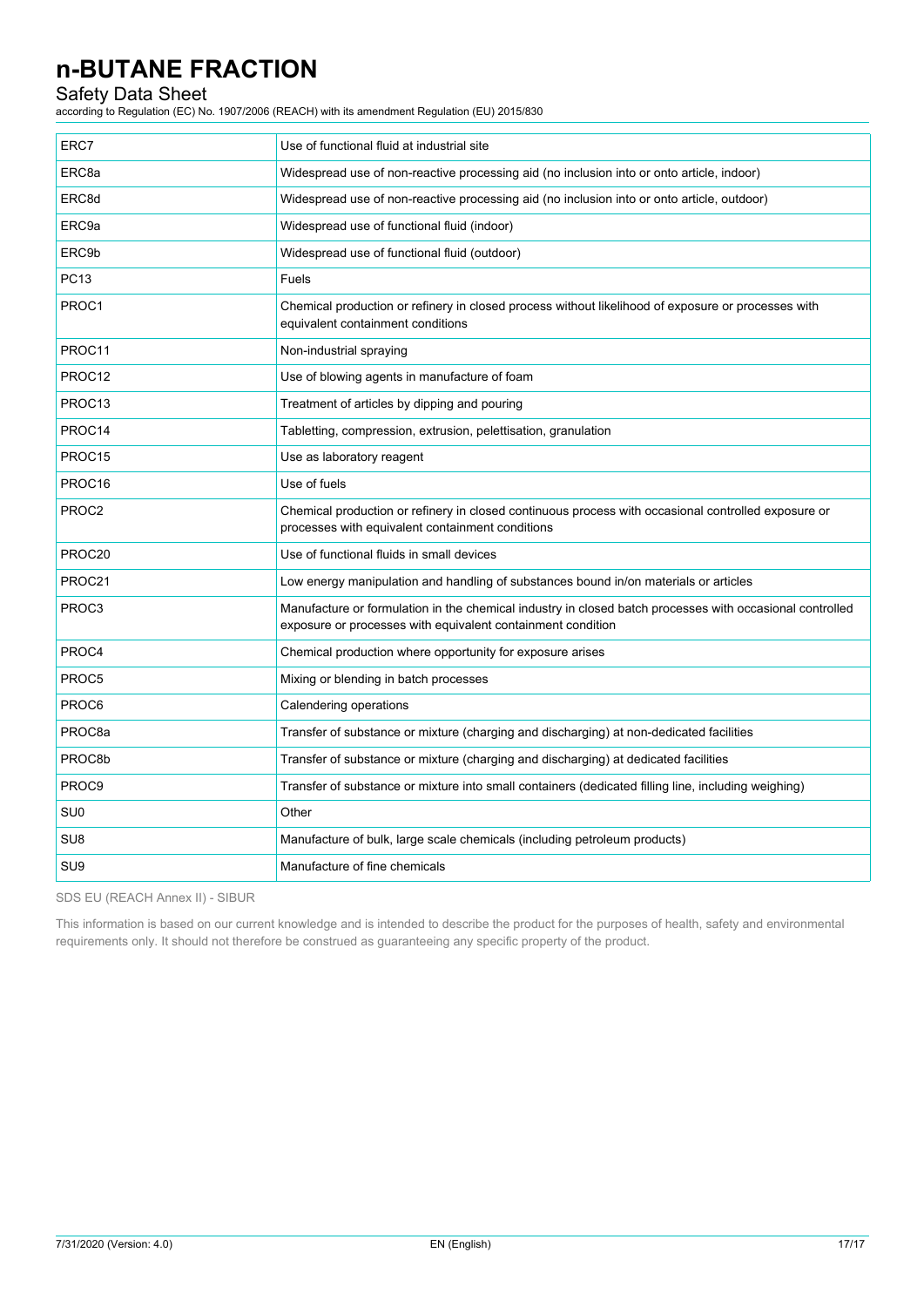| | |
|---|---|
| ERC7 | Use of functional fluid at industrial site |
| ERC8a | Widespread use of non-reactive processing aid (no inclusion into or onto article, indoor) |
| ERC8d | Widespread use of non-reactive processing aid (no inclusion into or onto article, outdoor) |
| ERC9a | Widespread use of functional fluid (indoor) |
| ERC9b | Widespread use of functional fluid (outdoor) |
| PC13 | Fuels |
| PROC1 | Chemical production or refinery in closed process without likelihood of exposure or processes with equivalent containment conditions |
| PROC11 | Non-industrial spraying |
| PROC12 | Use of blowing agents in manufacture of foam |
| PROC13 | Treatment of articles by dipping and pouring |
| PROC14 | Tabletting, compression, extrusion, pelettisation, granulation |
| PROC15 | Use as laboratory reagent |
| PROC16 | Use of fuels |
| PROC2 | Chemical production or refinery in closed continuous process with occasional controlled exposure or processes with equivalent containment conditions |
| PROC20 | Use of functional fluids in small devices |
| PROC21 | Low energy manipulation and handling of substances bound in/on materials or articles |
| PROC3 | Manufacture or formulation in the chemical industry in closed batch processes with occasional controlled exposure or processes with equivalent containment condition |
| PROC4 | Chemical production where opportunity for exposure arises |
| PROC5 | Mixing or blending in batch processes |
| PROC6 | Calendering operations |
| PROC8a | Transfer of substance or mixture (charging and discharging) at non-dedicated facilities |
| PROC8b | Transfer of substance or mixture (charging and discharging) at dedicated facilities |
| PROC9 | Transfer of substance or mixture into small containers (dedicated filling line, including weighing) |
| SU0 | Other |
| SU8 | Manufacture of bulk, large scale chemicals (including petroleum products) |
| SU9 | Manufacture of fine chemicals |

SDS EU (REACH Annex II) - SIBUR

This information is based on our current knowledge and is intended to describe the product for the purposes of health, safety and environmental requirements only. It should not therefore be construed as guaranteeing any specific property of the product.